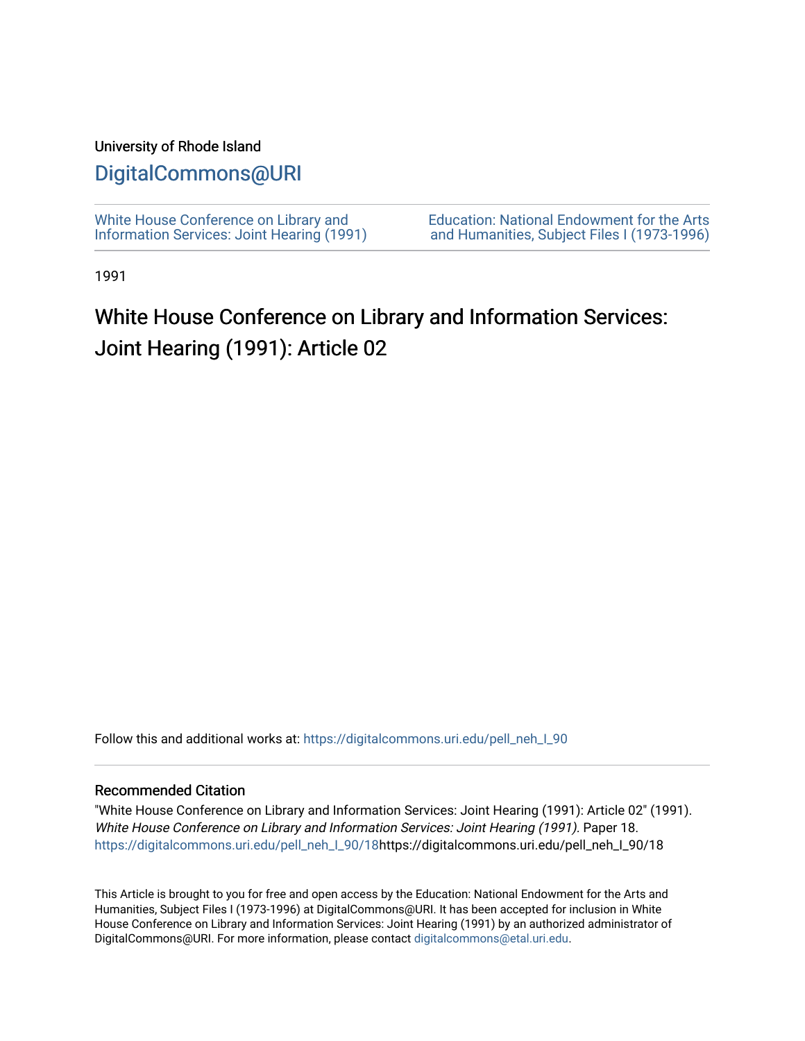University of Rhode Island

# DigitalCommons@URI

White House Conference on Library and Information Services: Joint Hearing (1991)

Education: National Endowment for the Arts and Humanities, Subject Files I (1973-1996)

1991

## White House Conference on Library and Information Services: Joint Hearing (1991): Article 02

Follow this and additional works at: https://digitalcommons.uri.edu/pell_neh_I_90

### Recommended Citation

"White House Conference on Library and Information Services: Joint Hearing (1991): Article 02" (1991). *White House Conference on Library and Information Services: Joint Hearing (1991).* Paper 18. https://digitalcommons.uri.edu/pell_neh_I_90/18https://digitalcommons.uri.edu/pell_neh_I_90/18

This Article is brought to you for free and open access by the Education: National Endowment for the Arts and Humanities, Subject Files I (1973-1996) at DigitalCommons@URI. It has been accepted for inclusion in White House Conference on Library and Information Services: Joint Hearing (1991) by an authorized administrator of DigitalCommons@URI. For more information, please contact digitalcommons@etal.uri.edu.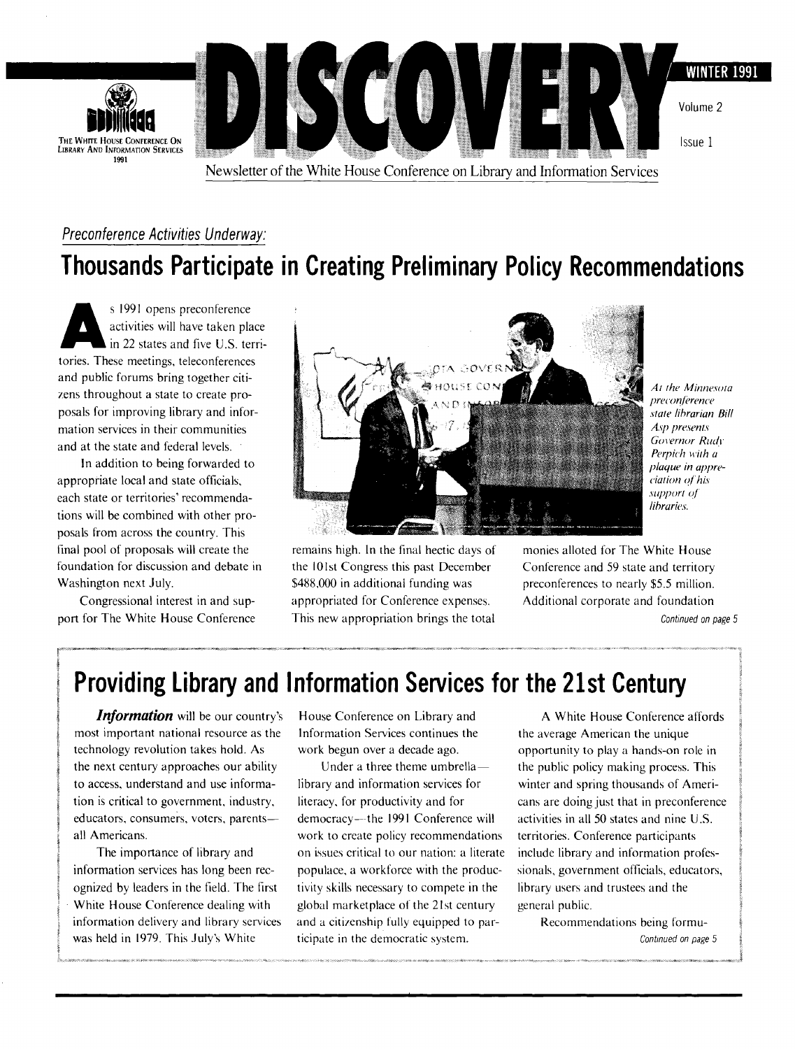THE WHITE HOUSE CONFERENCE ON LIBRARY AND INFORMATION SERVICES 1991

# DISCOVERY

WINTER 1991

Volume 2

Issue 1

Newsletter of the White House Conference on Library and Information Services

*Preconference Activities Underway:*

## Thousands Participate in Creating Preliminary Policy Recommendations

As 1991 opens preconference activities will have taken place in 22 states and five U.S. territories. These meetings, teleconferences and public forums bring together citizens throughout a state to create proposals for improving library and information services in their communities and at the state and federal levels.

In addition to being forwarded to appropriate local and state officials, each state or territories' recommendations will be combined with other proposals from across the country. This final pool of proposals will create the foundation for discussion and debate in Washington next July.

Congressional interest in and support for The White House Conference remains high. In the final hectic days of the 101st Congress this past December $488,000 in additional funding was appropriated for Conference expenses. This new appropriation brings the total monies alloted for The White House Conference and 59 state and territory preconferences to nearly $5.5 million. Additional corporate and foundation

*Continued on page 5*

*At the Minnesota preconference state librarian Bill Asp presents Governor Rudy Perpich with a plaque in appreciation of his support of libraries.*

## Providing Library and Information Services for the 21st Century

***Information*** will be our country's most important national resource as the technology revolution takes hold. As the next century approaches our ability to access, understand and use information is critical to government, industry, educators, consumers, voters, parents—all Americans.

The importance of library and information services has long been recognized by leaders in the field. The first White House Conference dealing with information delivery and library services was held in 1979. This July's White House Conference on Library and Information Services continues the work begun over a decade ago.

Under a three theme umbrella—library and information services for literacy, for productivity and for democracy—the 1991 Conference will work to create policy recommendations on issues critical to our nation: a literate populace, a workforce with the productivity skills necessary to compete in the global marketplace of the 21st century and a citizenship fully equipped to participate in the democratic system.

A White House Conference affords the average American the unique opportunity to play a hands-on role in the public policy making process. This winter and spring thousands of Americans are doing just that in preconference activities in all 50 states and nine U.S. territories. Conference participants include library and information professionals, government officials, educators, library users and trustees and the general public.

Recommendations being formu-

*Continued on page 5*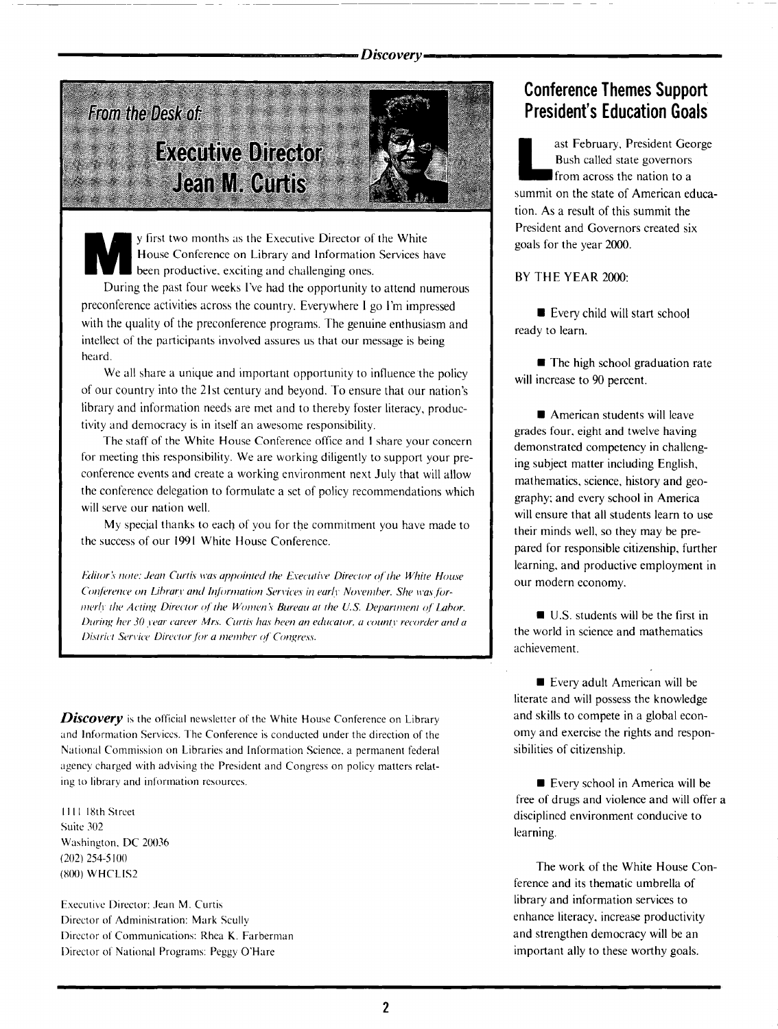## From the Desk of: Executive Director Jean M. Curtis

My first two months as the Executive Director of the White House Conference on Library and Information Services have been productive, exciting and challenging ones.

During the past four weeks I've had the opportunity to attend numerous preconference activities across the country. Everywhere I go I'm impressed with the quality of the preconference programs. The genuine enthusiasm and intellect of the participants involved assures us that our message is being heard.

We all share a unique and important opportunity to influence the policy of our country into the 21st century and beyond. To ensure that our nation's library and information needs are met and to thereby foster literacy, productivity and democracy is in itself an awesome responsibility.

The staff of the White House Conference office and I share your concern for meeting this responsibility. We are working diligently to support your preconference events and create a working environment next July that will allow the conference delegation to formulate a set of policy recommendations which will serve our nation well.

My special thanks to each of you for the commitment you have made to the success of our 1991 White House Conference.

*Editor's note: Jean Curtis was appointed the Executive Director of the White House Conference on Library and Information Services in early November. She was formerly the Acting Director of the Women's Bureau at the U.S. Department of Labor. During her 30 year career Mrs. Curtis has been an educator, a county recorder and a District Service Director for a member of Congress.*

***Discovery*** is the official newsletter of the White House Conference on Library and Information Services. The Conference is conducted under the direction of the National Commission on Libraries and Information Science, a permanent federal agency charged with advising the President and Congress on policy matters relating to library and information resources.

1111 18th Street
Suite 302
Washington, DC 20036
(202) 254-5100
(800) WHCLIS2

Executive Director: Jean M. Curtis
Director of Administration: Mark Scully
Director of Communications: Rhea K. Farberman
Director of National Programs: Peggy O'Hare

## Conference Themes Support President's Education Goals

Last February, President George Bush called state governors from across the nation to a summit on the state of American education. As a result of this summit the President and Governors created six goals for the year 2000.

BY THE YEAR 2000:

- Every child will start school ready to learn.
- The high school graduation rate will increase to 90 percent.
- American students will leave grades four, eight and twelve having demonstrated competency in challenging subject matter including English, mathematics, science, history and geography; and every school in America will ensure that all students learn to use their minds well, so they may be prepared for responsible citizenship, further learning, and productive employment in our modern economy.
- U.S. students will be the first in the world in science and mathematics achievement.
- Every adult American will be literate and will possess the knowledge and skills to compete in a global economy and exercise the rights and responsibilities of citizenship.
- Every school in America will be free of drugs and violence and will offer a disciplined environment conducive to learning.

The work of the White House Conference and its thematic umbrella of library and information services to enhance literacy, increase productivity and strengthen democracy will be an important ally to these worthy goals.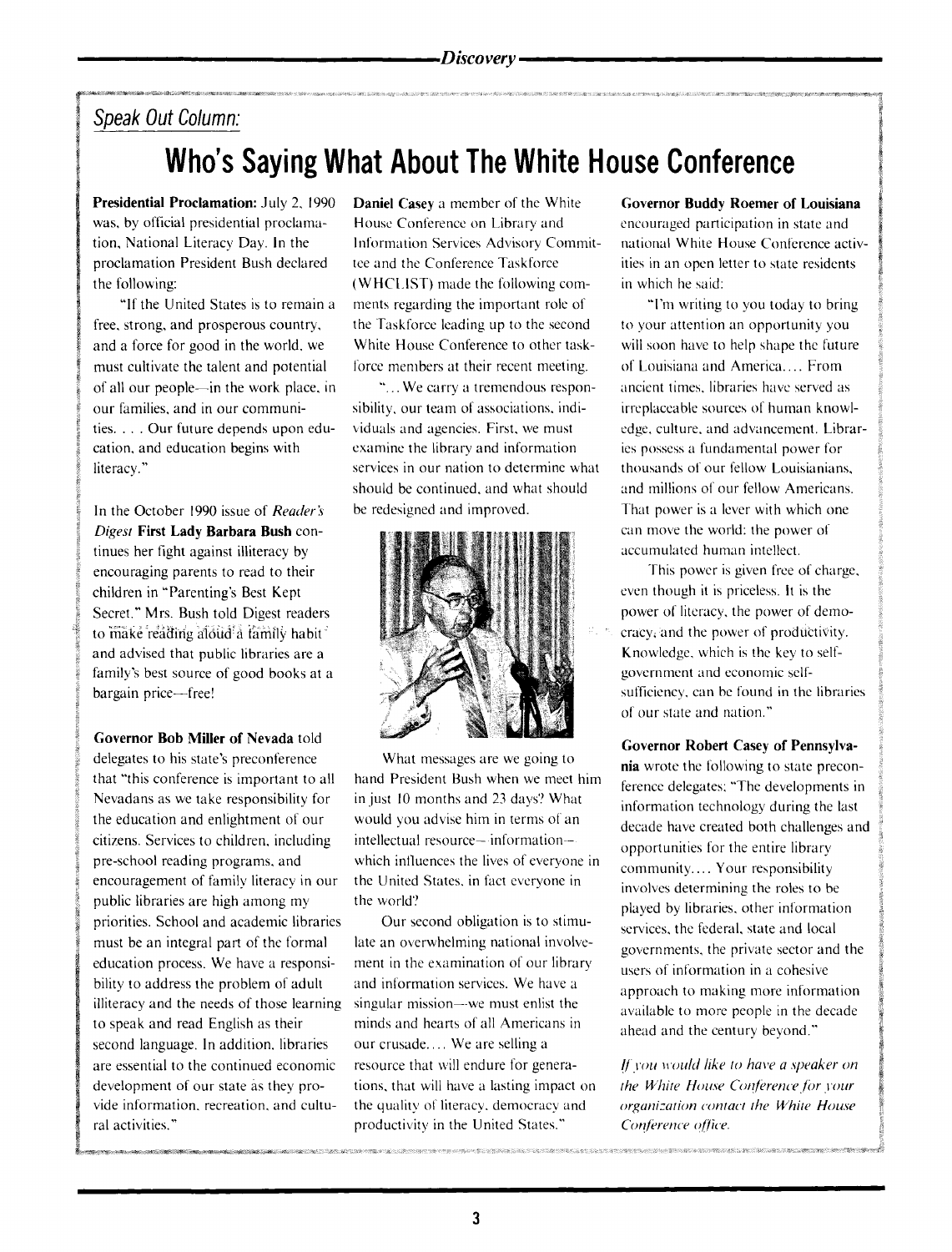*Speak Out Column:*

# Who's Saying What About The White House Conference

**Presidential Proclamation:** July 2, 1990 was, by official presidential proclamation, National Literacy Day. In the proclamation President Bush declared the following:

"If the United States is to remain a free, strong, and prosperous country, and a force for good in the world, we must cultivate the talent and potential of all our people—in the work place, in our families, and in our communities. . . . Our future depends upon education, and education begins with literacy."

In the October 1990 issue of *Reader's Digest* **First Lady Barbara Bush** continues her fight against illiteracy by encouraging parents to read to their children in "Parenting's Best Kept Secret." Mrs. Bush told Digest readers to make reading aloud a family habit and advised that public libraries are a family's best source of good books at a bargain price—free!

**Governor Bob Miller of Nevada** told delegates to his state's preconference that "this conference is important to all Nevadans as we take responsibility for the education and enlightment of our citizens. Services to children, including pre-school reading programs, and encouragement of family literacy in our public libraries are high among my priorities. School and academic libraries must be an integral part of the formal education process. We have a responsibility to address the problem of adult illiteracy and the needs of those learning to speak and read English as their second language. In addition, libraries are essential to the continued economic development of our state as they provide information, recreation, and cultural activities."

**Daniel Casey** a member of the White House Conference on Library and Information Services Advisory Committee and the Conference Taskforce (WHCLIST) made the following comments regarding the important role of the Taskforce leading up to the second White House Conference to other taskforce members at their recent meeting.

"... We carry a tremendous responsibility, our team of associations, individuals and agencies. First, we must examine the library and information services in our nation to determine what should be continued, and what should be redesigned and improved.

What messages are we going to hand President Bush when we meet him in just 10 months and 23 days? What would you advise him in terms of an intellectual resource—information—which influences the lives of everyone in the United States, in fact everyone in the world?

Our second obligation is to stimulate an overwhelming national involvement in the examination of our library and information services. We have a singular mission—we must enlist the minds and hearts of all Americans in our crusade.... We are selling a resource that will endure for generations, that will have a lasting impact on the quality of literacy, democracy and productivity in the United States."

**Governor Buddy Roemer of Louisiana** encouraged participation in state and national White House Conference activities in an open letter to state residents in which he said:

"I'm writing to you today to bring to your attention an opportunity you will soon have to help shape the future of Louisiana and America.... From ancient times, libraries have served as irreplaceable sources of human knowledge, culture, and advancement. Libraries possess a fundamental power for thousands of our fellow Louisianians, and millions of our fellow Americans. That power is a lever with which one can move the world: the power of accumulated human intellect.

This power is given free of charge, even though it is priceless. It is the power of literacy, the power of democracy, and the power of productivity. Knowledge, which is the key to self-government and economic self-sufficiency, can be found in the libraries of our state and nation."

**Governor Robert Casey of Pennsylvania** wrote the following to state preconference delegates: "The developments in information technology during the last decade have created both challenges and opportunities for the entire library community.... Your responsibility involves determining the roles to be played by libraries, other information services, the federal, state and local governments, the private sector and the users of information in a cohesive approach to making more information available to more people in the decade ahead and the century beyond."

*If you would like to have a speaker on the White House Conference for your organization contact the White House Conference office.*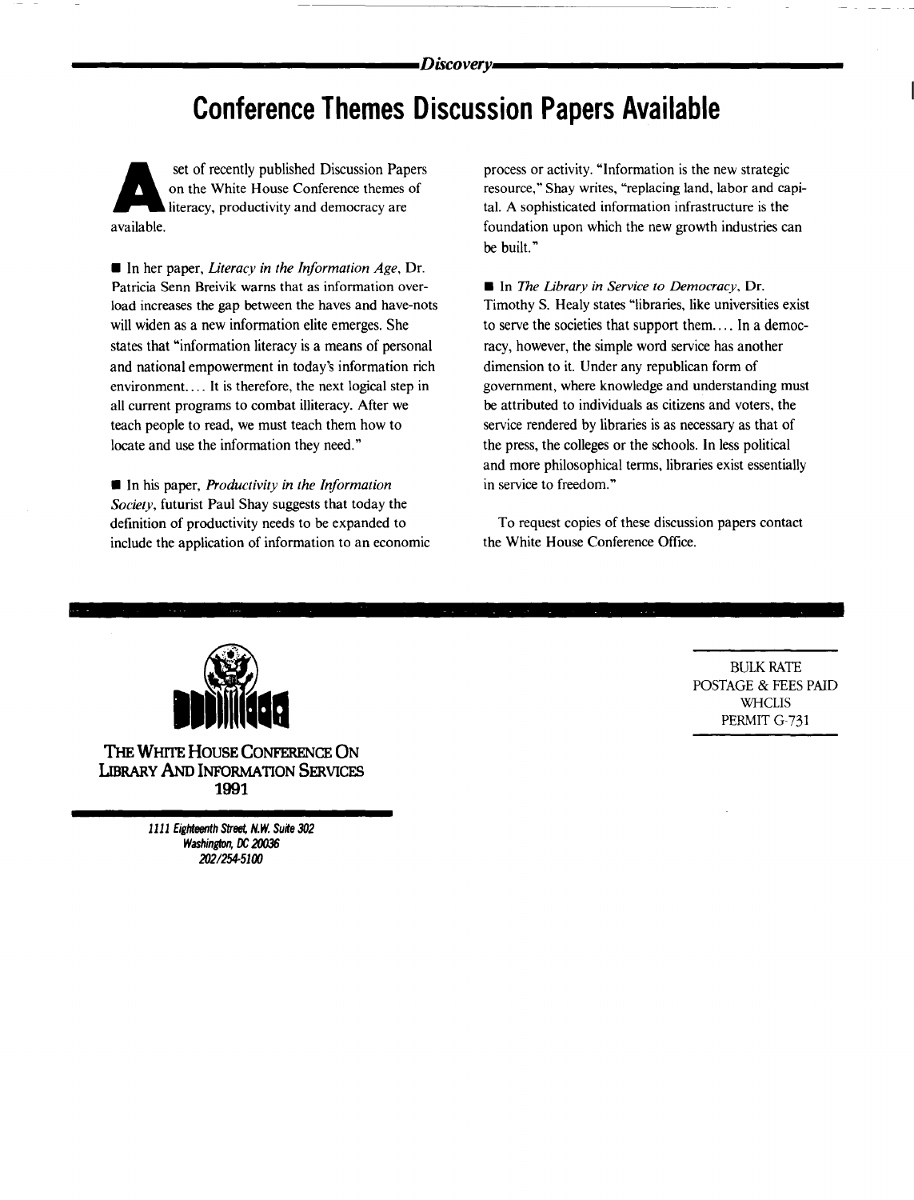# Conference Themes Discussion Papers Available

A set of recently published Discussion Papers on the White House Conference themes of literacy, productivity and democracy are available.

■ In her paper, *Literacy in the Information Age*, Dr. Patricia Senn Breivik warns that as information overload increases the gap between the haves and have-nots will widen as a new information elite emerges. She states that "information literacy is a means of personal and national empowerment in today's information rich environment.... It is therefore, the next logical step in all current programs to combat illiteracy. After we teach people to read, we must teach them how to locate and use the information they need."

■ In his paper, *Productivity in the Information Society*, futurist Paul Shay suggests that today the definition of productivity needs to be expanded to include the application of information to an economic process or activity. "Information is the new strategic resource," Shay writes, "replacing land, labor and capital. A sophisticated information infrastructure is the foundation upon which the new growth industries can be built."

■ In *The Library in Service to Democracy*, Dr. Timothy S. Healy states "libraries, like universities exist to serve the societies that support them.... In a democracy, however, the simple word service has another dimension to it. Under any republican form of government, where knowledge and understanding must be attributed to individuals as citizens and voters, the service rendered by libraries is as necessary as that of the press, the colleges or the schools. In less political and more philosophical terms, libraries exist essentially in service to freedom."

To request copies of these discussion papers contact the White House Conference Office.

---

**THE WHITE HOUSE CONFERENCE ON LIBRARY AND INFORMATION SERVICES 1991**

*1111 Eighteenth Street, N.W. Suite 302*
*Washington, DC 20036*
*202/254-5100*

BULK RATE
POSTAGE & FEES PAID
WHCLIS
PERMIT G-731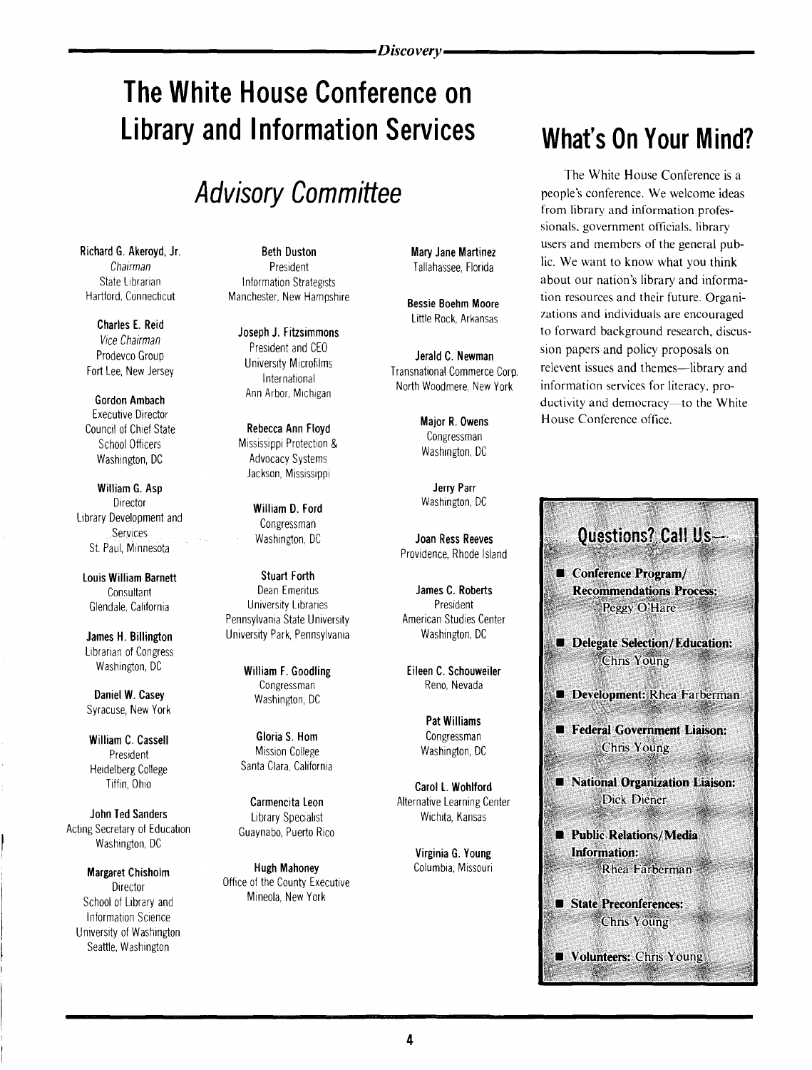# The White House Conference on Library and Information Services

## *Advisory Committee*

**Richard G. Akeroyd, Jr.**
*Chairman*
State Librarian
Hartford, Connecticut

**Charles E. Reid**
*Vice Chairman*
Prodevco Group
Fort Lee, New Jersey

**Gordon Ambach**
Executive Director
Council of Chief State School Officers
Washington, DC

**William G. Asp**
Director
Library Development and Services
St. Paul, Minnesota

**Louis William Barnett**
Consultant
Glendale, California

**James H. Billington**
Librarian of Congress
Washington, DC

**Daniel W. Casey**
Syracuse, New York

**William C. Cassell**
President
Heidelberg College
Tiffin, Ohio

**John Ted Sanders**
Acting Secretary of Education
Washington, DC

**Margaret Chisholm**
Director
School of Library and Information Science
University of Washington
Seattle, Washington

**Beth Duston**
President
Information Strategists
Manchester, New Hampshire

**Joseph J. Fitzsimmons**
President and CEO
University Microfilms International
Ann Arbor, Michigan

**Rebecca Ann Floyd**
Mississippi Protection & Advocacy Systems
Jackson, Mississippi

**William D. Ford**
Congressman
Washington, DC

**Stuart Forth**
Dean Emeritus
University Libraries
Pennsylvania State University
University Park, Pennsylvania

**William F. Goodling**
Congressman
Washington, DC

**Gloria S. Hom**
Mission College
Santa Clara, California

**Carmencita Leon**
Library Specialist
Guaynabo, Puerto Rico

**Hugh Mahoney**
Office of the County Executive
Mineola, New York

**Mary Jane Martinez**
Tallahassee, Florida

**Bessie Boehm Moore**
Little Rock, Arkansas

**Jerald C. Newman**
Transnational Commerce Corp.
North Woodmere, New York

**Major R. Owens**
Congressman
Washington, DC

**Jerry Parr**
Washington, DC

**Joan Ress Reeves**
Providence, Rhode Island

**James C. Roberts**
President
American Studies Center
Washington, DC

**Eileen C. Schouweiler**
Reno, Nevada

**Pat Williams**
Congressman
Washington, DC

**Carol L. Wohlford**
Alternative Learning Center
Wichita, Kansas

**Virginia G. Young**
Columbia, Missouri

# What's On Your Mind?

The White House Conference is a people's conference. We welcome ideas from library and information professionals, government officials, library users and members of the general public. We want to know what you think about our nation's library and information resources and their future. Organizations and individuals are encouraged to forward background research, discussion papers and policy proposals on relevent issues and themes—library and information services for literacy, productivity and democracy—to the White House Conference office.

## Questions? Call Us—

- **Conference Program/ Recommendations Process:** Peggy O'Hare
- **Delegate Selection/Education:** Chris Young
- **Development:** Rhea Farberman
- **Federal Government Liaison:** Chris Young
- **National Organization Liaison:** Dick Diener
- **Public Relations/Media Information:** Rhea Farberman
- **State Preconferences:** Chris Young
- **Volunteers:** Chris Young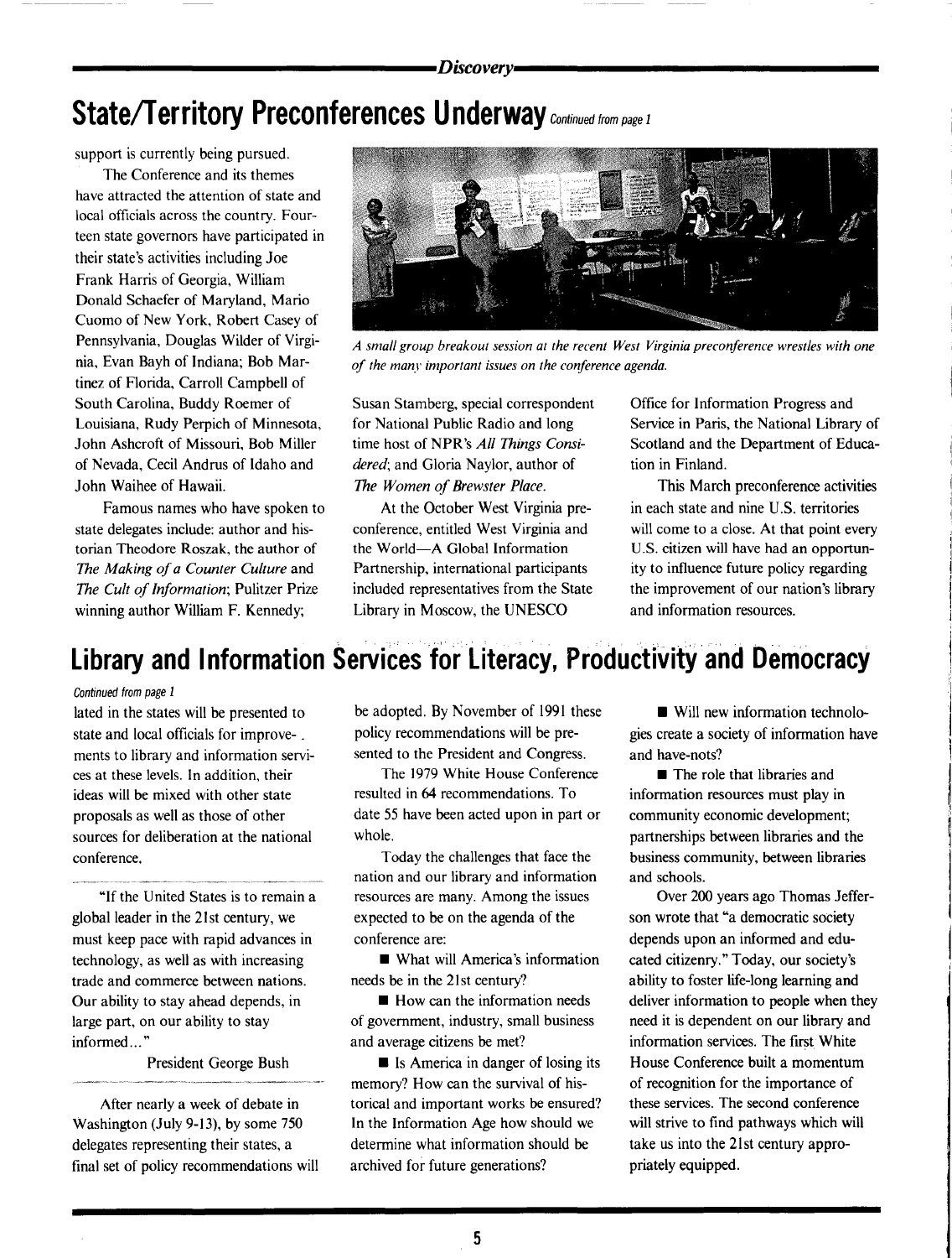## State/Territory Preconferences Underway *Continued from page 1*

support is currently being pursued.

The Conference and its themes have attracted the attention of state and local officials across the country. Fourteen state governors have participated in their state's activities including Joe Frank Harris of Georgia, William Donald Schaefer of Maryland, Mario Cuomo of New York, Robert Casey of Pennsylvania, Douglas Wilder of Virginia, Evan Bayh of Indiana; Bob Martinez of Florida, Carroll Campbell of South Carolina, Buddy Roemer of Louisiana, Rudy Perpich of Minnesota, John Ashcroft of Missouri, Bob Miller of Nevada, Cecil Andrus of Idaho and John Waihee of Hawaii.

Famous names who have spoken to state delegates include: author and historian Theodore Roszak, the author of *The Making of a Counter Culture* and *The Cult of Information*; Pulitzer Prize winning author William F. Kennedy; Susan Stamberg, special correspondent for National Public Radio and long time host of NPR's *All Things Considered*; and Gloria Naylor, author of *The Women of Brewster Place*.

*A small group breakout session at the recent West Virginia preconference wrestles with one of the many important issues on the conference agenda.*

At the October West Virginia preconference, entitled West Virginia and the World—A Global Information Partnership, international participants included representatives from the State Library in Moscow, the UNESCO Office for Information Progress and Service in Paris, the National Library of Scotland and the Department of Education in Finland.

This March preconference activities in each state and nine U.S. territories will come to a close. At that point every U.S. citizen will have had an opportunity to influence future policy regarding the improvement of our nation's library and information resources.

## Library and Information Services for Literacy, Productivity and Democracy

*Continued from page 1*

lated in the states will be presented to state and local officials for improvements to library and information services at these levels. In addition, their ideas will be mixed with other state proposals as well as those of other sources for deliberation at the national conference.

> "If the United States is to remain a global leader in the 21st century, we must keep pace with rapid advances in technology, as well as with increasing trade and commerce between nations. Our ability to stay ahead depends, in large part, on our ability to stay informed..."
>
> President George Bush

After nearly a week of debate in Washington (July 9-13), by some 750 delegates representing their states, a final set of policy recommendations will be adopted. By November of 1991 these policy recommendations will be presented to the President and Congress.

The 1979 White House Conference resulted in 64 recommendations. To date 55 have been acted upon in part or whole.

Today the challenges that face the nation and our library and information resources are many. Among the issues expected to be on the agenda of the conference are:

- What will America's information needs be in the 21st century?
- How can the information needs of government, industry, small business and average citizens be met?
- Is America in danger of losing its memory? How can the survival of historical and important works be ensured? In the Information Age how should we determine what information should be archived for future generations?
- Will new information technologies create a society of information have and have-nots?
- The role that libraries and information resources must play in community economic development; partnerships between libraries and the business community, between libraries and schools.

Over 200 years ago Thomas Jefferson wrote that "a democratic society depends upon an informed and educated citizenry." Today, our society's ability to foster life-long learning and deliver information to people when they need it is dependent on our library and information services. The first White House Conference built a momentum of recognition for the importance of these services. The second conference will strive to find pathways which will take us into the 21st century appropriately equipped.